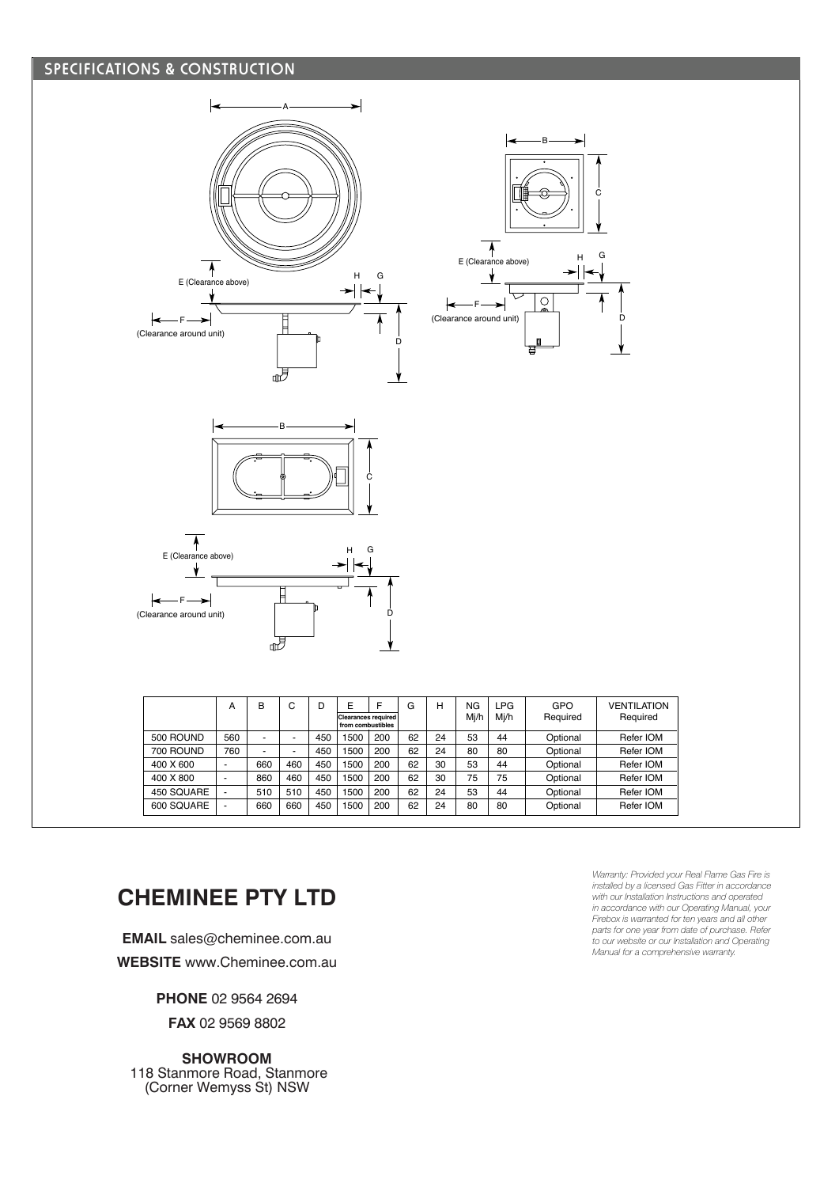## SPECIFICATIONS & CONSTRUCTION

E (Clearance above)

F (Clearance around unit)

| | A | B | C | D | E | F | G | H | NG Mj/h | LPG Mj/h | GPO Required | VENTILATION Required |
|---|---|---|---|---|---|---|---|---|---|---|---|---|
| | | | | | Clearances required from combustibles | | | | | | | |
| 500 ROUND | 560 | - | - | 450 | 1500 | 200 | 62 | 24 | 53 | 44 | Optional | Refer IOM |
| 700 ROUND | 760 | - | - | 450 | 1500 | 200 | 62 | 24 | 80 | 80 | Optional | Refer IOM |
| 400 X 600 | - | 660 | 460 | 450 | 1500 | 200 | 62 | 30 | 53 | 44 | Optional | Refer IOM |
| 400 X 800 | - | 860 | 460 | 450 | 1500 | 200 | 62 | 30 | 75 | 75 | Optional | Refer IOM |
| 450 SQUARE | - | 510 | 510 | 450 | 1500 | 200 | 62 | 24 | 53 | 44 | Optional | Refer IOM |
| 600 SQUARE | - | 660 | 660 | 450 | 1500 | 200 | 62 | 24 | 80 | 80 | Optional | Refer IOM |

# CHEMINEE PTY LTD

**EMAIL** sales@cheminee.com.au

**WEBSITE** www.Cheminee.com.au

**PHONE** 02 9564 2694

**FAX** 02 9569 8802

**SHOWROOM**
118 Stanmore Road, Stanmore
(Corner Wemyss St) NSW

*Warranty: Provided your Real Flame Gas Fire is installed by a licensed Gas Fitter in accordance with our Installation Instructions and operated in accordance with our Operating Manual, your Firebox is warranted for ten years and all other parts for one year from date of purchase. Refer to our website or our Installation and Operating Manual for a comprehensive warranty.*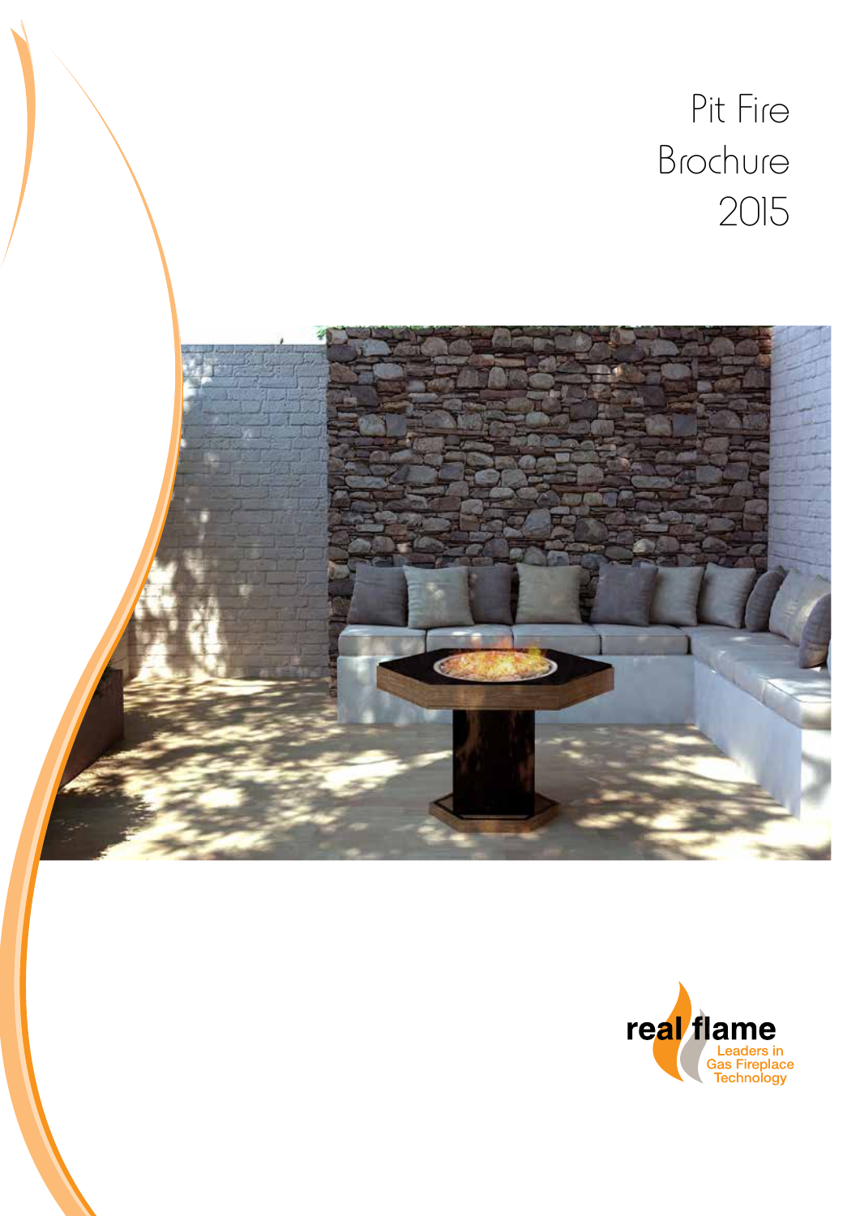# Pit Fire Brochure 2015

real flame

Leaders in Gas Fireplace Technology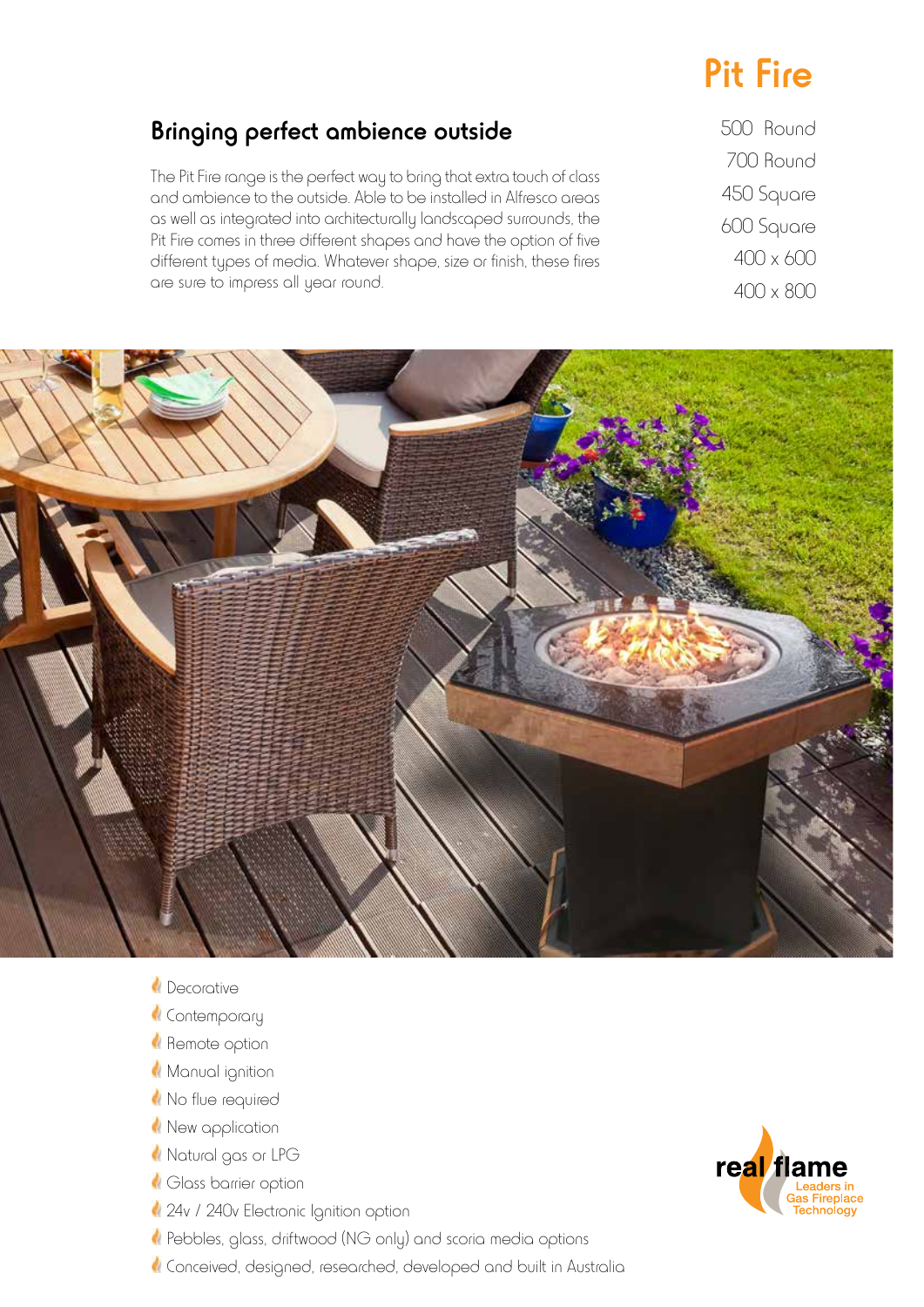# Pit Fire

500 Round
700 Round
450 Square
600 Square
400 x 600
400 x 800

## Bringing perfect ambience outside

The Pit Fire range is the perfect way to bring that extra touch of class and ambience to the outside. Able to be installed in Alfresco areas as well as integrated into architecturally landscaped surrounds, the Pit Fire comes in three different shapes and have the option of five different types of media. Whatever shape, size or finish, these fires are sure to impress all year round.

- Decorative
- Contemporary
- Remote option
- Manual ignition
- No flue required
- New application
- Natural gas or LPG
- Glass barrier option
- 24v / 240v Electronic Ignition option
- Pebbles, glass, driftwood (NG only) and scoria media options
- Conceived, designed, researched, developed and built in Australia

real flame
Leaders in Gas Fireplace Technology